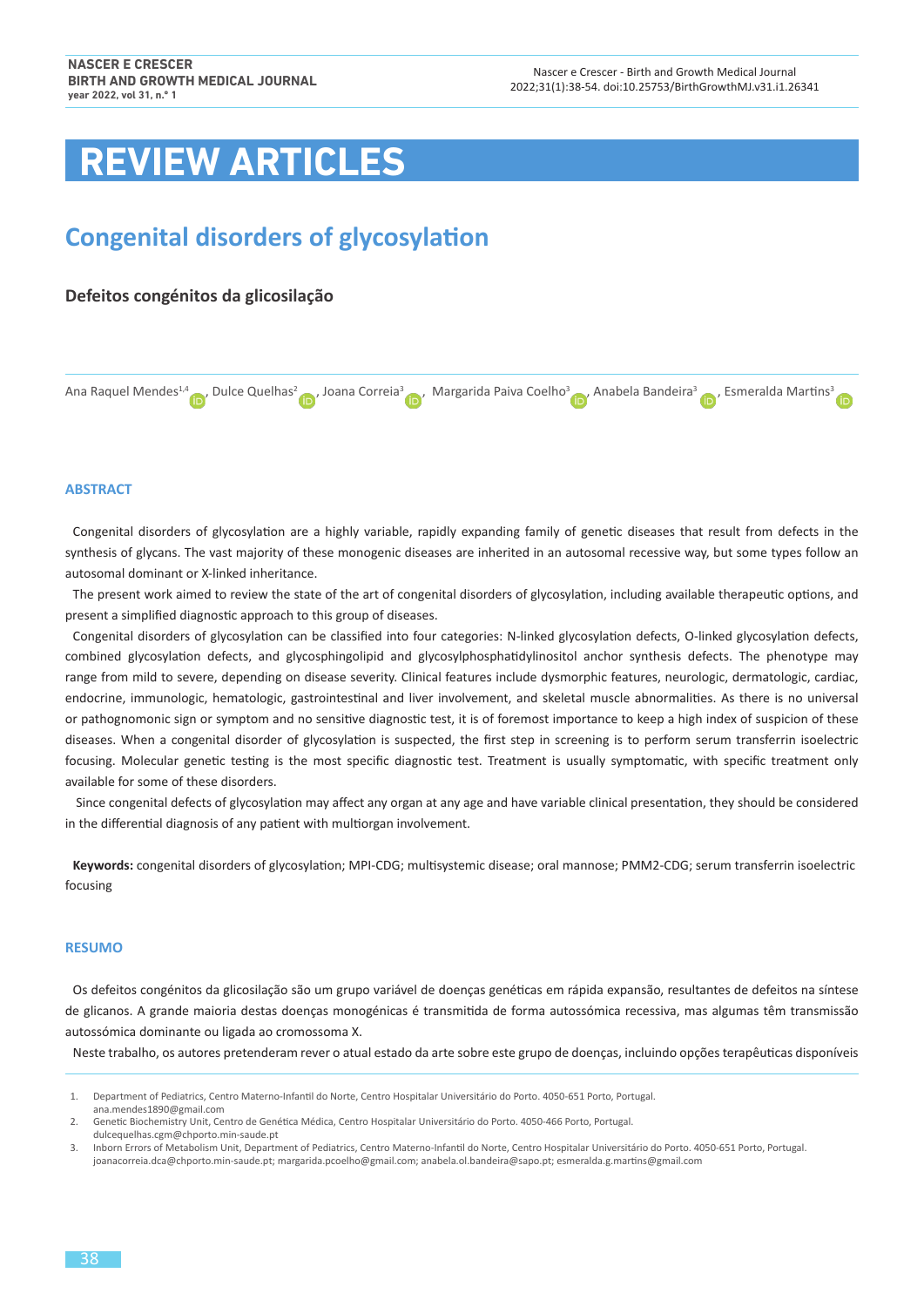# REVIEW ARTICLES

# Congenital disorders of glycosylation

## Defeitos congénitos da glicosilação

Ana Raquel Mendes[1,4], Dulce Quelhas[2], Joana Correia[3], Margarida Paiva Coelho[3], Anabela Bandeira[3], Esmeralda Martins[3]

### ABSTRACT

Congenital disorders of glycosylation are a highly variable, rapidly expanding family of genetic diseases that result from defects in the synthesis of glycans. The vast majority of these monogenic diseases are inherited in an autosomal recessive way, but some types follow an autosomal dominant or X-linked inheritance.

The present work aimed to review the state of the art of congenital disorders of glycosylation, including available therapeutic options, and present a simplified diagnostic approach to this group of diseases.

Congenital disorders of glycosylation can be classified into four categories: N-linked glycosylation defects, O-linked glycosylation defects, combined glycosylation defects, and glycosphingolipid and glycosylphosphatidylinositol anchor synthesis defects. The phenotype may range from mild to severe, depending on disease severity. Clinical features include dysmorphic features, neurologic, dermatologic, cardiac, endocrine, immunologic, hematologic, gastrointestinal and liver involvement, and skeletal muscle abnormalities. As there is no universal or pathognomonic sign or symptom and no sensitive diagnostic test, it is of foremost importance to keep a high index of suspicion of these diseases. When a congenital disorder of glycosylation is suspected, the first step in screening is to perform serum transferrin isoelectric focusing. Molecular genetic testing is the most specific diagnostic test. Treatment is usually symptomatic, with specific treatment only available for some of these disorders.

Since congenital defects of glycosylation may affect any organ at any age and have variable clinical presentation, they should be considered in the differential diagnosis of any patient with multiorgan involvement.

**Keywords:** congenital disorders of glycosylation; MPI-CDG; multisystemic disease; oral mannose; PMM2-CDG; serum transferrin isoelectric focusing

### RESUMO

Os defeitos congénitos da glicosilação são um grupo variável de doenças genéticas em rápida expansão, resultantes de defeitos na síntese de glicanos. A grande maioria destas doenças monogénicas é transmitida de forma autossómica recessiva, mas algumas têm transmissão autossómica dominante ou ligada ao cromossoma X.

Neste trabalho, os autores pretenderam rever o atual estado da arte sobre este grupo de doenças, incluindo opções terapêuticas disponíveis

---

1. Department of Pediatrics, Centro Materno-Infantil do Norte, Centro Hospitalar Universitário do Porto. 4050-651 Porto, Portugal. ana.mendes1890@gmail.com
2. Genetic Biochemistry Unit, Centro de Genética Médica, Centro Hospitalar Universitário do Porto. 4050-466 Porto, Portugal. dulcequelhas.cgm@chporto.min-saude.pt
3. Inborn Errors of Metabolism Unit, Department of Pediatrics, Centro Materno-Infantil do Norte, Centro Hospitalar Universitário do Porto. 4050-651 Porto, Portugal. joanacorreia.dca@chporto.min-saude.pt; margarida.pcoelho@gmail.com; anabela.ol.bandeira@sapo.pt; esmeralda.g.martins@gmail.com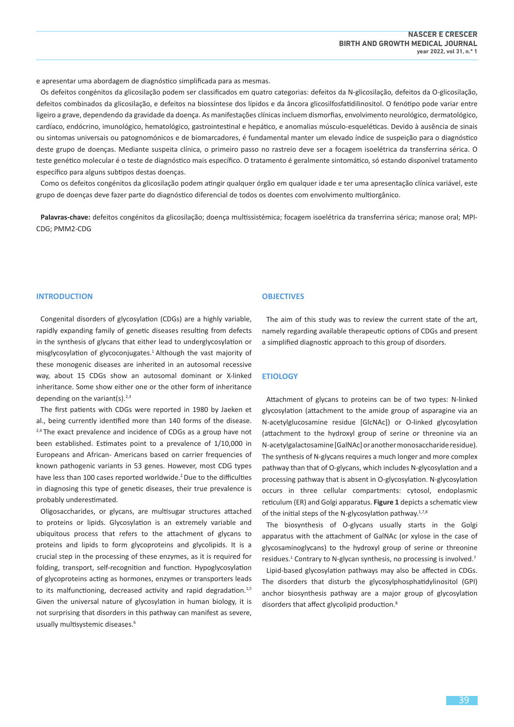e apresentar uma abordagem de diagnóstico simplificada para as mesmas.

Os defeitos congénitos da glicosilação podem ser classificados em quatro categorias: defeitos da N-glicosilação, defeitos da O-glicosilação, defeitos combinados da glicosilação, e defeitos na biossíntese dos lípidos e da âncora glicosilfosfatidilinositol. O fenótipo pode variar entre ligeiro a grave, dependendo da gravidade da doença. As manifestações clínicas incluem dismorfias, envolvimento neurológico, dermatológico, cardíaco, endócrino, imunológico, hematológico, gastrointestinal e hepático, e anomalias músculo-esqueléticas. Devido à ausência de sinais ou sintomas universais ou patognomónicos e de biomarcadores, é fundamental manter um elevado índice de suspeição para o diagnóstico deste grupo de doenças. Mediante suspeita clínica, o primeiro passo no rastreio deve ser a focagem isoelétrica da transferrina sérica. O teste genético molecular é o teste de diagnóstico mais específico. O tratamento é geralmente sintomático, só estando disponível tratamento específico para alguns subtipos destas doenças.

Como os defeitos congénitos da glicosilação podem atingir qualquer órgão em qualquer idade e ter uma apresentação clínica variável, este grupo de doenças deve fazer parte do diagnóstico diferencial de todos os doentes com envolvimento multiorgânico.

**Palavras-chave:** defeitos congénitos da glicosilação; doença multissistémica; focagem isoelétrica da transferrina sérica; manose oral; MPI-CDG; PMM2-CDG

## INTRODUCTION

Congenital disorders of glycosylation (CDGs) are a highly variable, rapidly expanding family of genetic diseases resulting from defects in the synthesis of glycans that either lead to underglycosylation or misglycosylation of glycoconjugates.[1] Although the vast majority of these monogenic diseases are inherited in an autosomal recessive way, about 15 CDGs show an autosomal dominant or X-linked inheritance. Some show either one or the other form of inheritance depending on the variant(s).[2,3]

The first patients with CDGs were reported in 1980 by Jaeken et al., being currently identified more than 140 forms of the disease.[2,4] The exact prevalence and incidence of CDGs as a group have not been established. Estimates point to a prevalence of 1/10,000 in Europeans and African- Americans based on carrier frequencies of known pathogenic variants in 53 genes. However, most CDG types have less than 100 cases reported worldwide.[2] Due to the difficulties in diagnosing this type of genetic diseases, their true prevalence is probably underestimated.

Oligosaccharides, or glycans, are multisugar structures attached to proteins or lipids. Glycosylation is an extremely variable and ubiquitous process that refers to the attachment of glycans to proteins and lipids to form glycoproteins and glycolipids. It is a crucial step in the processing of these enzymes, as it is required for folding, transport, self-recognition and function. Hypoglycosylation of glycoproteins acting as hormones, enzymes or transporters leads to its malfunctioning, decreased activity and rapid degradation.[1,5] Given the universal nature of glycosylation in human biology, it is not surprising that disorders in this pathway can manifest as severe, usually multisystemic diseases.[6]

## OBJECTIVES

The aim of this study was to review the current state of the art, namely regarding available therapeutic options of CDGs and present a simplified diagnostic approach to this group of disorders.

## ETIOLOGY

Attachment of glycans to proteins can be of two types: N-linked glycosylation (attachment to the amide group of asparagine via an N-acetylglucosamine residue [GlcNAc]) or O-linked glycosylation (attachment to the hydroxyl group of serine or threonine via an N-acetylgalactosamine [GalNAc] or another monosaccharide residue). The synthesis of N-glycans requires a much longer and more complex pathway than that of O-glycans, which includes N-glycosylation and a processing pathway that is absent in O-glycosylation. N-glycosylation occurs in three cellular compartments: cytosol, endoplasmic reticulum (ER) and Golgi apparatus. **Figure 1** depicts a schematic view of the initial steps of the N-glycosylation pathway.[1,7,8]

The biosynthesis of O-glycans usually starts in the Golgi apparatus with the attachment of GalNAc (or xylose in the case of glycosaminoglycans) to the hydroxyl group of serine or threonine residues.[1] Contrary to N-glycan synthesis, no processing is involved.[7]

Lipid-based glycosylation pathways may also be affected in CDGs. The disorders that disturb the glycosylphosphatidylinositol (GPI) anchor biosynthesis pathway are a major group of glycosylation disorders that affect glycolipid production.[8]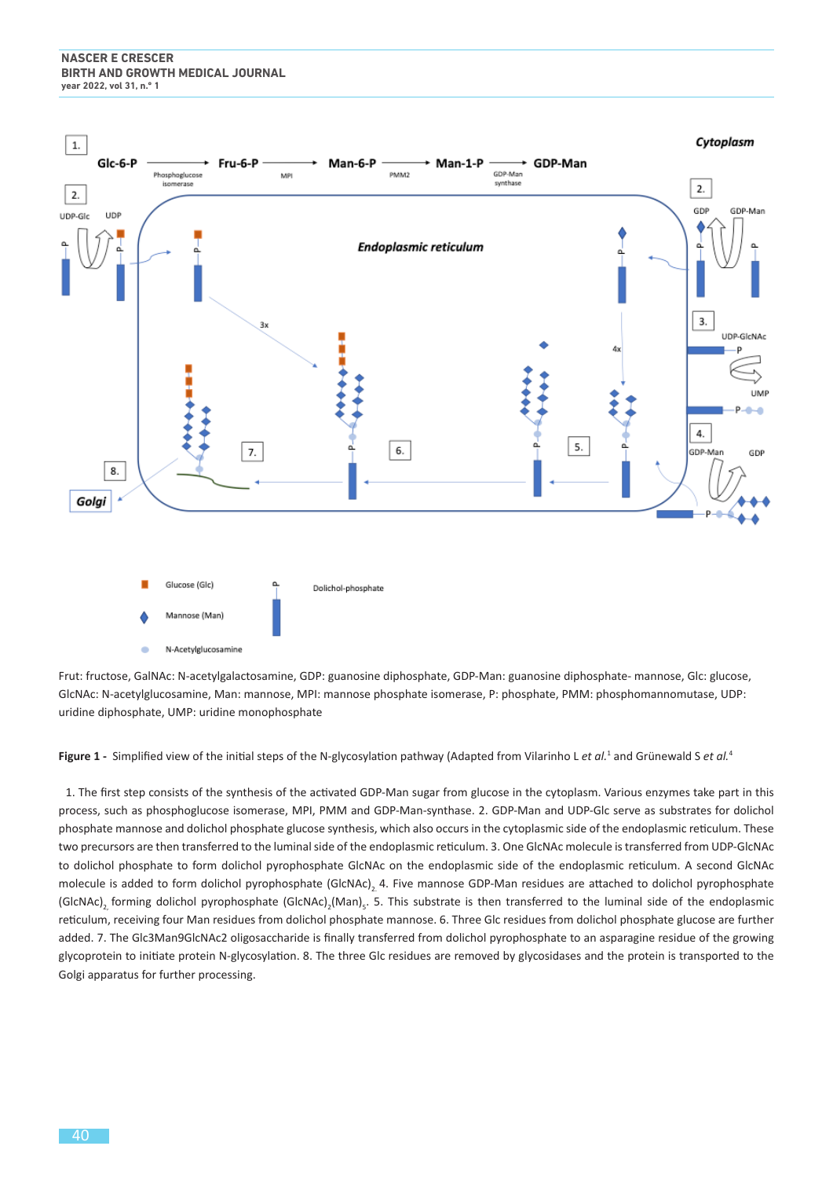Frut: fructose, GalNAc: N-acetylgalactosamine, GDP: guanosine diphosphate, GDP-Man: guanosine diphosphate- mannose, Glc: glucose, GlcNAc: N-acetylglucosamine, Man: mannose, MPI: mannose phosphate isomerase, P: phosphate, PMM: phosphomannomutase, UDP: uridine diphosphate, UMP: uridine monophosphate

**Figure 1 -** Simplified view of the initial steps of the N-glycosylation pathway (Adapted from Vilarinho L *et al.*[1] and Grünewald S *et al.*[4]

1. The first step consists of the synthesis of the activated GDP-Man sugar from glucose in the cytoplasm. Various enzymes take part in this process, such as phosphoglucose isomerase, MPI, PMM and GDP-Man-synthase. 2. GDP-Man and UDP-Glc serve as substrates for dolichol phosphate mannose and dolichol phosphate glucose synthesis, which also occurs in the cytoplasmic side of the endoplasmic reticulum. These two precursors are then transferred to the luminal side of the endoplasmic reticulum. 3. One GlcNAc molecule is transferred from UDP-GlcNAc to dolichol phosphate to form dolichol pyrophosphate GlcNAc on the endoplasmic side of the endoplasmic reticulum. A second GlcNAc molecule is added to form dolichol pyrophosphate $(GlcNAc)_2$ 4. Five mannose GDP-Man residues are attached to dolichol pyrophosphate $(GlcNAc)_2$ forming dolichol pyrophosphate $(GlcNAc)_2(Man)_5$. 5. This substrate is then transferred to the luminal side of the endoplasmic reticulum, receiving four Man residues from dolichol phosphate mannose. 6. Three Glc residues from dolichol phosphate glucose are further added. 7. The Glc3Man9GlcNAc2 oligosaccharide is finally transferred from dolichol pyrophosphate to an asparagine residue of the growing glycoprotein to initiate protein N-glycosylation. 8. The three Glc residues are removed by glycosidases and the protein is transported to the Golgi apparatus for further processing.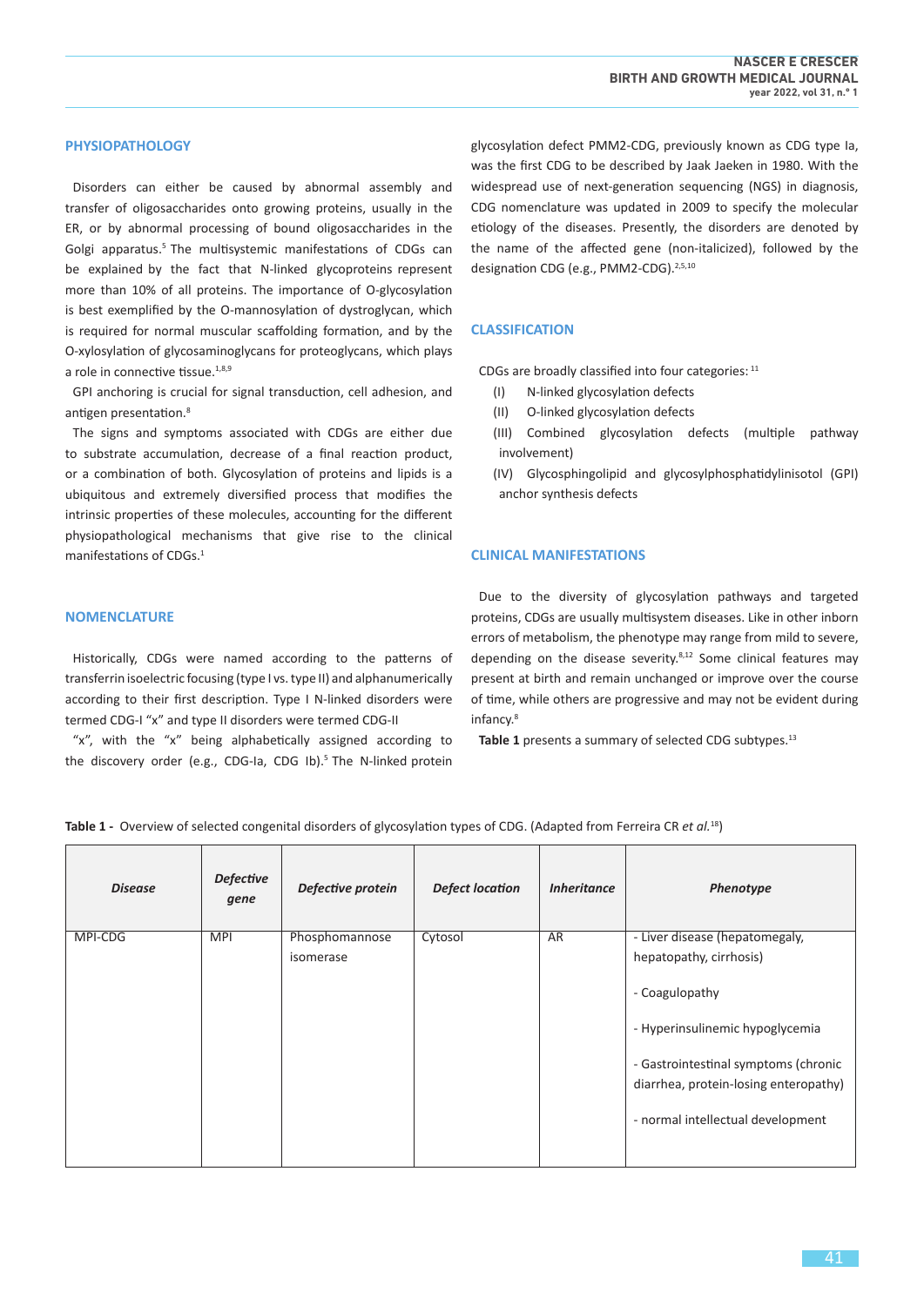## PHYSIOPATHOLOGY

Disorders can either be caused by abnormal assembly and transfer of oligosaccharides onto growing proteins, usually in the ER, or by abnormal processing of bound oligosaccharides in the Golgi apparatus.[5] The multisystemic manifestations of CDGs can be explained by the fact that N-linked glycoproteins represent more than 10% of all proteins. The importance of O-glycosylation is best exemplified by the O-mannosylation of dystroglycan, which is required for normal muscular scaffolding formation, and by the O-xylosylation of glycosaminoglycans for proteoglycans, which plays a role in connective tissue.[1,8,9]

GPI anchoring is crucial for signal transduction, cell adhesion, and antigen presentation.[8]

The signs and symptoms associated with CDGs are either due to substrate accumulation, decrease of a final reaction product, or a combination of both. Glycosylation of proteins and lipids is a ubiquitous and extremely diversified process that modifies the intrinsic properties of these molecules, accounting for the different physiopathological mechanisms that give rise to the clinical manifestations of CDGs.[1]

## NOMENCLATURE

Historically, CDGs were named according to the patterns of transferrin isoelectric focusing (type I vs. type II) and alphanumerically according to their first description. Type I N-linked disorders were termed CDG-I "x" and type II disorders were termed CDG-II "x", with the "x" being alphabetically assigned according to the discovery order (e.g., CDG-Ia, CDG Ib).[5] The N-linked protein glycosylation defect PMM2-CDG, previously known as CDG type Ia, was the first CDG to be described by Jaak Jaeken in 1980. With the widespread use of next-generation sequencing (NGS) in diagnosis, CDG nomenclature was updated in 2009 to specify the molecular etiology of the diseases. Presently, the disorders are denoted by the name of the affected gene (non-italicized), followed by the designation CDG (e.g., PMM2-CDG).[2,5,10]

## CLASSIFICATION

CDGs are broadly classified into four categories: [11]

(I) N-linked glycosylation defects

(II) O-linked glycosylation defects

(III) Combined glycosylation defects (multiple pathway involvement)

(IV) Glycosphingolipid and glycosylphosphatidylinisotol (GPI) anchor synthesis defects

## CLINICAL MANIFESTATIONS

Due to the diversity of glycosylation pathways and targeted proteins, CDGs are usually multisystem diseases. Like in other inborn errors of metabolism, the phenotype may range from mild to severe, depending on the disease severity.[8,12] Some clinical features may present at birth and remain unchanged or improve over the course of time, while others are progressive and may not be evident during infancy.[8]

**Table 1** presents a summary of selected CDG subtypes.[13]

**Table 1 -** Overview of selected congenital disorders of glycosylation types of CDG. (Adapted from Ferreira CR *et al.*[18])

| *Disease* | *Defective gene* | *Defective protein* | *Defect location* | *Inheritance* | *Phenotype* |
|---|---|---|---|---|---|
| MPI-CDG | MPI | Phosphomannose isomerase | Cytosol | AR | - Liver disease (hepatomegaly, hepatopathy, cirrhosis)<br>- Coagulopathy<br>- Hyperinsulinemic hypoglycemia<br>- Gastrointestinal symptoms (chronic diarrhea, protein-losing enteropathy)<br>- normal intellectual development |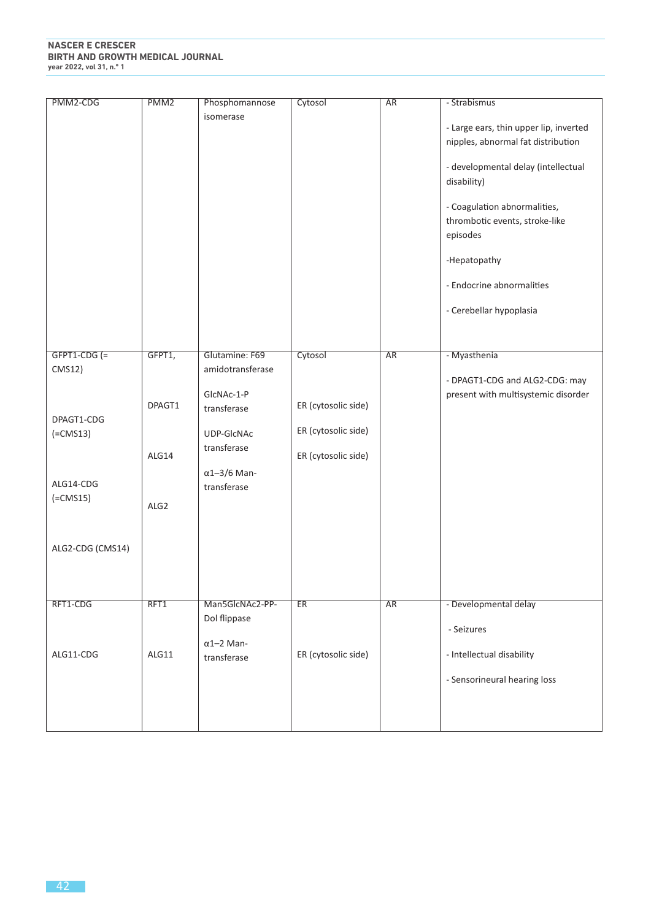| | | | | | |
|---|---|---|---|---|---|
| PMM2-CDG | PMM2 | Phosphomannose isomerase | Cytosol | AR | - Strabismus<br><br>- Large ears, thin upper lip, inverted nipples, abnormal fat distribution<br><br>- developmental delay (intellectual disability)<br><br>- Coagulation abnormalities, thrombotic events, stroke-like episodes<br><br>-Hepatopathy<br><br>- Endocrine abnormalities<br><br>- Cerebellar hypoplasia |
| GFPT1-CDG (= CMS12)<br><br>DPAGT1-CDG (=CMS13)<br><br>ALG14-CDG (=CMS15)<br><br>ALG2-CDG (CMS14) | GFPT1,<br><br>DPAGT1<br><br>ALG14<br><br>ALG2 | Glutamine: F69 amidotransferase<br><br>GlcNAc-1-P transferase<br><br>UDP-GlcNAc transferase<br><br>α1–3/6 Man-transferase | Cytosol<br><br>ER (cytosolic side)<br><br>ER (cytosolic side)<br><br>ER (cytosolic side) | AR | - Myasthenia<br><br>- DPAGT1-CDG and ALG2-CDG: may present with multisystemic disorder |
| RFT1-CDG<br><br>ALG11-CDG | RFT1<br><br>ALG11 | Man5GlcNAc2-PP-Dol flippase<br><br>α1–2 Man-transferase | ER<br><br>ER (cytosolic side) | AR | - Developmental delay<br><br>- Seizures<br><br>- Intellectual disability<br><br>- Sensorineural hearing loss |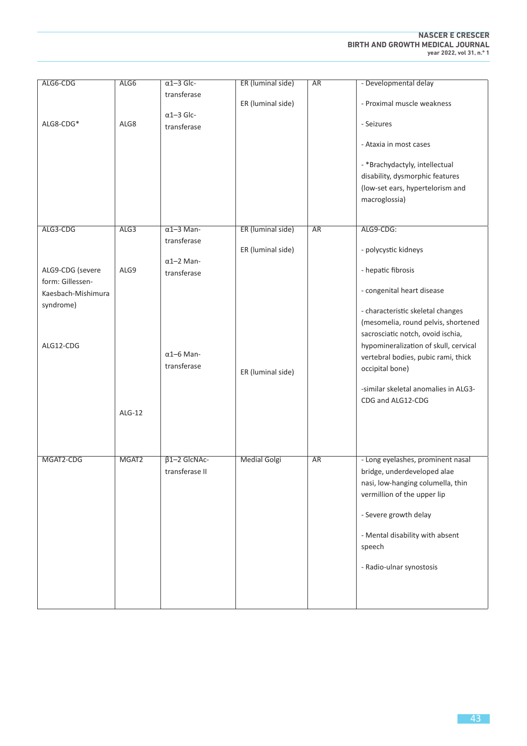| ALG6-CDG<br><br>ALG8-CDG* | ALG6<br><br>ALG8 | α1–3 Glc-transferase<br><br>α1–3 Glc-transferase | ER (luminal side)<br><br>ER (luminal side) | AR | - Developmental delay<br><br>- Proximal muscle weakness<br><br>- Seizures<br><br>- Ataxia in most cases<br><br>- *Brachydactyly, intellectual disability, dysmorphic features (low-set ears, hypertelorism and macroglossia) |
|---|---|---|---|---|---|
| ALG3-CDG<br><br>ALG9-CDG (severe form: Gillessen-Kaesbach-Mishimura syndrome)<br><br>ALG12-CDG | ALG3<br><br>ALG9<br><br>ALG-12 | α1–3 Man-transferase<br><br>α1–2 Man-transferase<br><br>α1–6 Man-transferase | ER (luminal side)<br><br>ER (luminal side)<br><br>ER (luminal side) | AR | ALG9-CDG:<br><br>- polycystic kidneys<br><br>- hepatic fibrosis<br><br>- congenital heart disease<br><br>- characteristic skeletal changes (mesomelia, round pelvis, shortened sacrosciatic notch, ovoid ischia, hypomineralization of skull, cervical vertebral bodies, pubic rami, thick occipital bone)<br><br>-similar skeletal anomalies in ALG3-CDG and ALG12-CDG |
| MGAT2-CDG | MGAT2 | β1–2 GlcNAc-transferase II | Medial Golgi | AR | - Long eyelashes, prominent nasal bridge, underdeveloped alae nasi, low-hanging columella, thin vermillion of the upper lip<br><br>- Severe growth delay<br><br>- Mental disability with absent speech<br><br>- Radio-ulnar synostosis |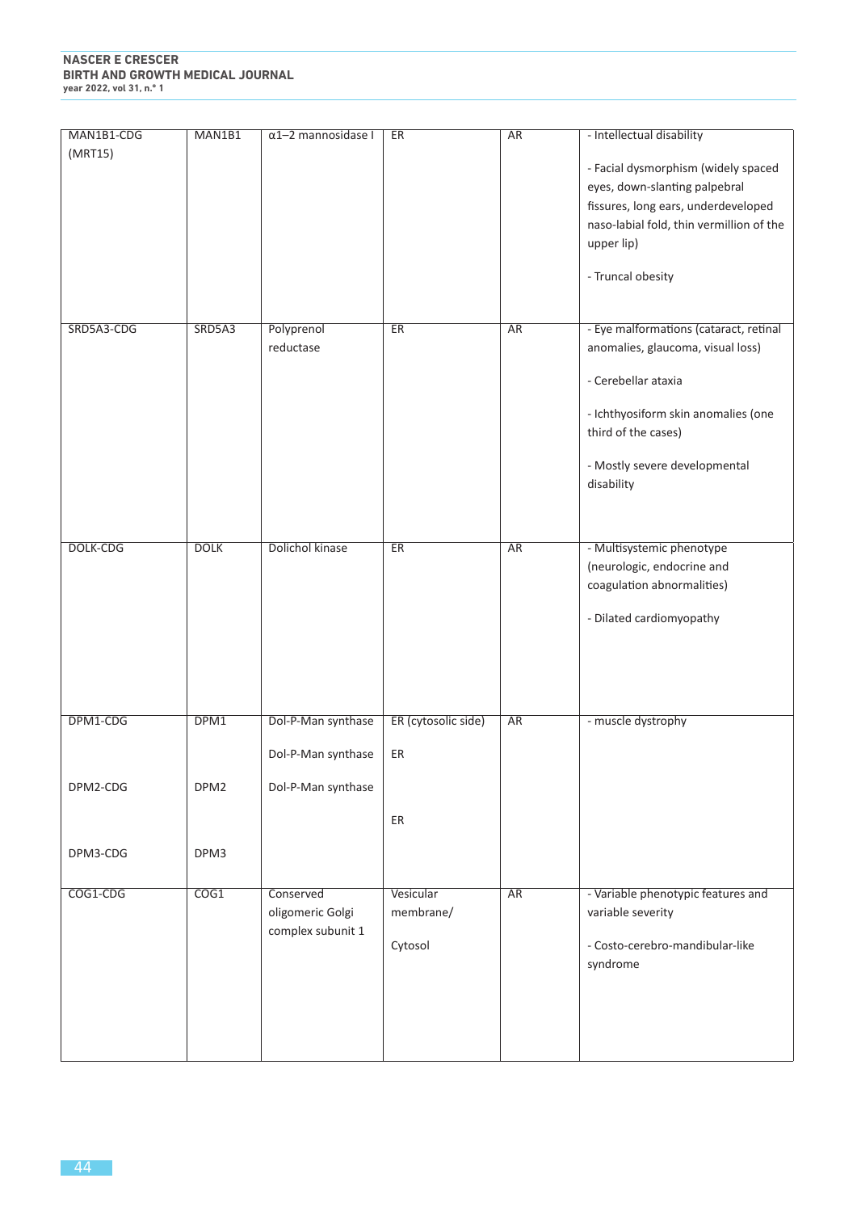| MAN1B1-CDG (MRT15) | MAN1B1 | α1–2 mannosidase I | ER | AR | - Intellectual disability<br><br>- Facial dysmorphism (widely spaced eyes, down-slanting palpebral fissures, long ears, underdeveloped naso-labial fold, thin vermillion of the upper lip)<br><br>- Truncal obesity |
|---|---|---|---|---|---|
| SRD5A3-CDG | SRD5A3 | Polyprenol reductase | ER | AR | - Eye malformations (cataract, retinal anomalies, glaucoma, visual loss)<br><br>- Cerebellar ataxia<br><br>- Ichthyosiform skin anomalies (one third of the cases)<br><br>- Mostly severe developmental disability |
| DOLK-CDG | DOLK | Dolichol kinase | ER | AR | - Multisystemic phenotype (neurologic, endocrine and coagulation abnormalities)<br><br>- Dilated cardiomyopathy |
| DPM1-CDG<br><br>DPM2-CDG<br><br>DPM3-CDG | DPM1<br><br>DPM2<br><br>DPM3 | Dol-P-Man synthase<br><br>Dol-P-Man synthase<br><br>Dol-P-Man synthase | ER (cytosolic side)<br><br>ER<br><br>ER | AR | - muscle dystrophy |
| COG1-CDG | COG1 | Conserved oligomeric Golgi complex subunit 1 | Vesicular membrane/<br><br>Cytosol | AR | - Variable phenotypic features and variable severity<br><br>- Costo-cerebro-mandibular-like syndrome |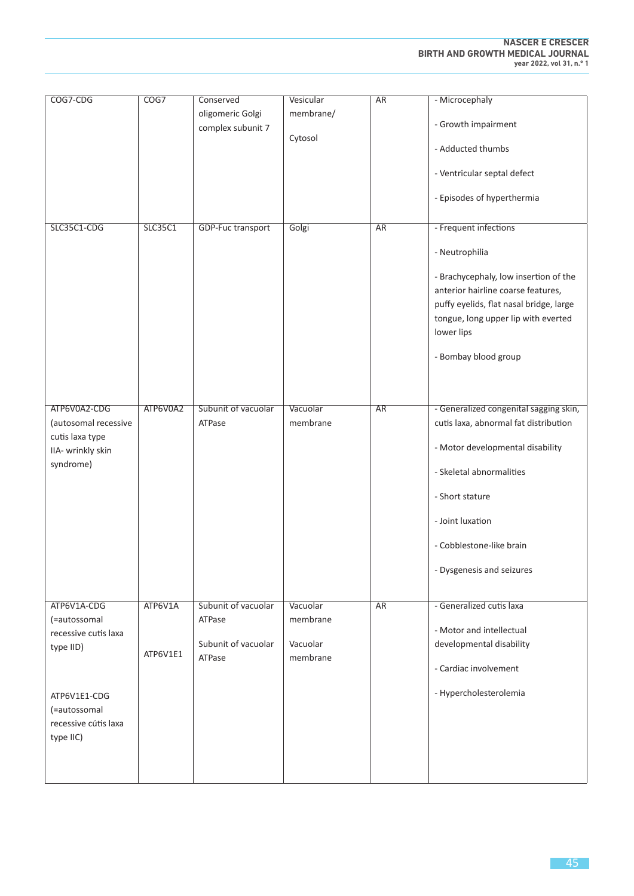| | | | | | |
|---|---|---|---|---|---|
| COG7-CDG | COG7 | Conserved oligomeric Golgi complex subunit 7 | Vesicular membrane/<br><br>Cytosol | AR | - Microcephaly<br><br>- Growth impairment<br><br>- Adducted thumbs<br><br>- Ventricular septal defect<br><br>- Episodes of hyperthermia |
| SLC35C1-CDG | SLC35C1 | GDP-Fuc transport | Golgi | AR | - Frequent infections<br><br>- Neutrophilia<br><br>- Brachycephaly, low insertion of the anterior hairline coarse features, puffy eyelids, flat nasal bridge, large tongue, long upper lip with everted lower lips<br><br>- Bombay blood group |
| ATP6V0A2-CDG (autosomal recessive cutis laxa type IIA- wrinkly skin syndrome) | ATP6V0A2 | Subunit of vacuolar ATPase | Vacuolar membrane | AR | - Generalized congenital sagging skin, cutis laxa, abnormal fat distribution<br><br>- Motor developmental disability<br><br>- Skeletal abnormalities<br><br>- Short stature<br><br>- Joint luxation<br><br>- Cobblestone-like brain<br><br>- Dysgenesis and seizures |
| ATP6V1A-CDG (=autossomal recessive cutis laxa type IID)<br><br>ATP6V1E1-CDG (=autossomal recessive cútis laxa type IIC) | ATP6V1A<br><br>ATP6V1E1 | Subunit of vacuolar ATPase<br><br>Subunit of vacuolar ATPase | Vacuolar membrane<br><br>Vacuolar membrane | AR | - Generalized cutis laxa<br><br>- Motor and intellectual developmental disability<br><br>- Cardiac involvement<br><br>- Hypercholesterolemia |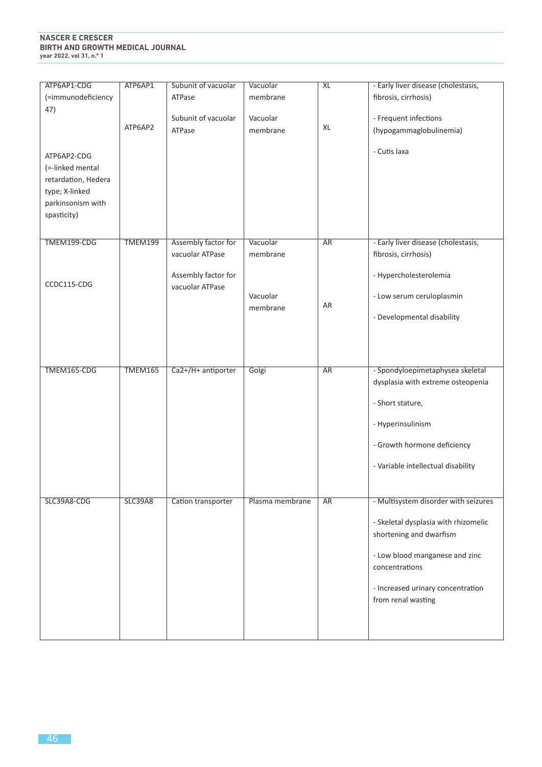| ATP6AP1-CDG (=immunodeficiency 47)<br><br>ATP6AP2-CDG (=-linked mental retardation, Hedera type; X-linked parkinsonism with spasticity) | ATP6AP1<br><br>ATP6AP2 | Subunit of vacuolar ATPase<br><br>Subunit of vacuolar ATPase | Vacuolar membrane<br><br>Vacuolar membrane | XL<br><br>XL | - Early liver disease (cholestasis, fibrosis, cirrhosis)<br><br>- Frequent infections (hypogammaglobulinemia)<br><br>- Cutis laxa |
|---|---|---|---|---|---|
| TMEM199-CDG<br><br>CCDC115-CDG | TMEM199 | Assembly factor for vacuolar ATPase<br><br>Assembly factor for vacuolar ATPase | Vacuolar membrane<br><br>Vacuolar membrane | AR<br><br>AR | - Early liver disease (cholestasis, fibrosis, cirrhosis)<br><br>- Hypercholesterolemia<br><br>- Low serum ceruloplasmin<br><br>- Developmental disability |
| TMEM165-CDG | TMEM165 | Ca2+/H+ antiporter | Golgi | AR | - Spondyloepimetaphysea skeletal dysplasia with extreme osteopenia<br><br>- Short stature,<br><br>- Hyperinsulinism<br><br>- Growth hormone deficiency<br><br>- Variable intellectual disability |
| SLC39A8-CDG | SLC39A8 | Cation transporter | Plasma membrane | AR | - Multisystem disorder with seizures<br><br>- Skeletal dysplasia with rhizomelic shortening and dwarfism<br><br>- Low blood manganese and zinc concentrations<br><br>- Increased urinary concentration from renal wasting |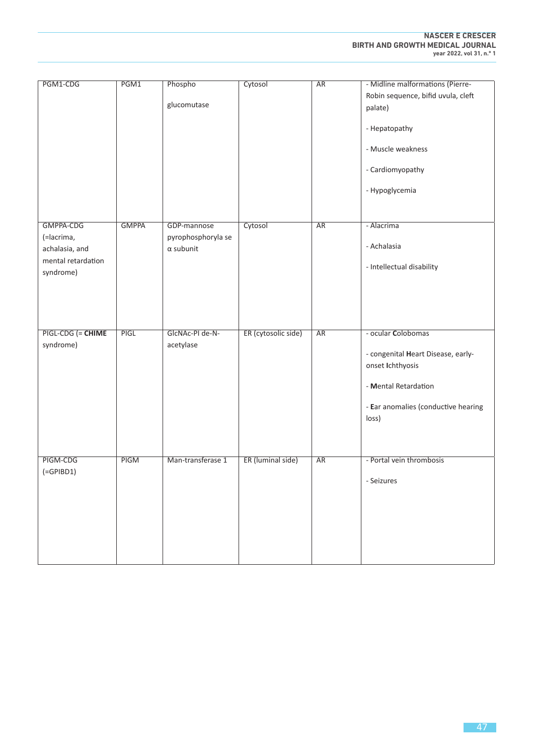| | | | | | |
|---|---|---|---|---|---|
| PGM1-CDG | PGM1 | Phospho glucomutase | Cytosol | AR | - Midline malformations (Pierre-Robin sequence, bifid uvula, cleft palate)<br>- Hepatopathy<br>- Muscle weakness<br>- Cardiomyopathy<br>- Hypoglycemia |
| GMPPA-CDG (=lacrima, achalasia, and mental retardation syndrome) | GMPPA | GDP-mannose pyrophosphoryla se α subunit | Cytosol | AR | - Alacrima<br>- Achalasia<br>- Intellectual disability |
| PIGL-CDG (= **CHIME** syndrome) | PIGL | GlcNAc-PI de-N-acetylase | ER (cytosolic side) | AR | - ocular **C**olobomas<br>- congenital **H**eart Disease, early-onset **I**chthyosis<br>- **M**ental Retardation<br>- **E**ar anomalies (conductive hearing loss) |
| PIGM-CDG (=GPIBD1) | PIGM | Man-transferase 1 | ER (luminal side) | AR | - Portal vein thrombosis<br>- Seizures |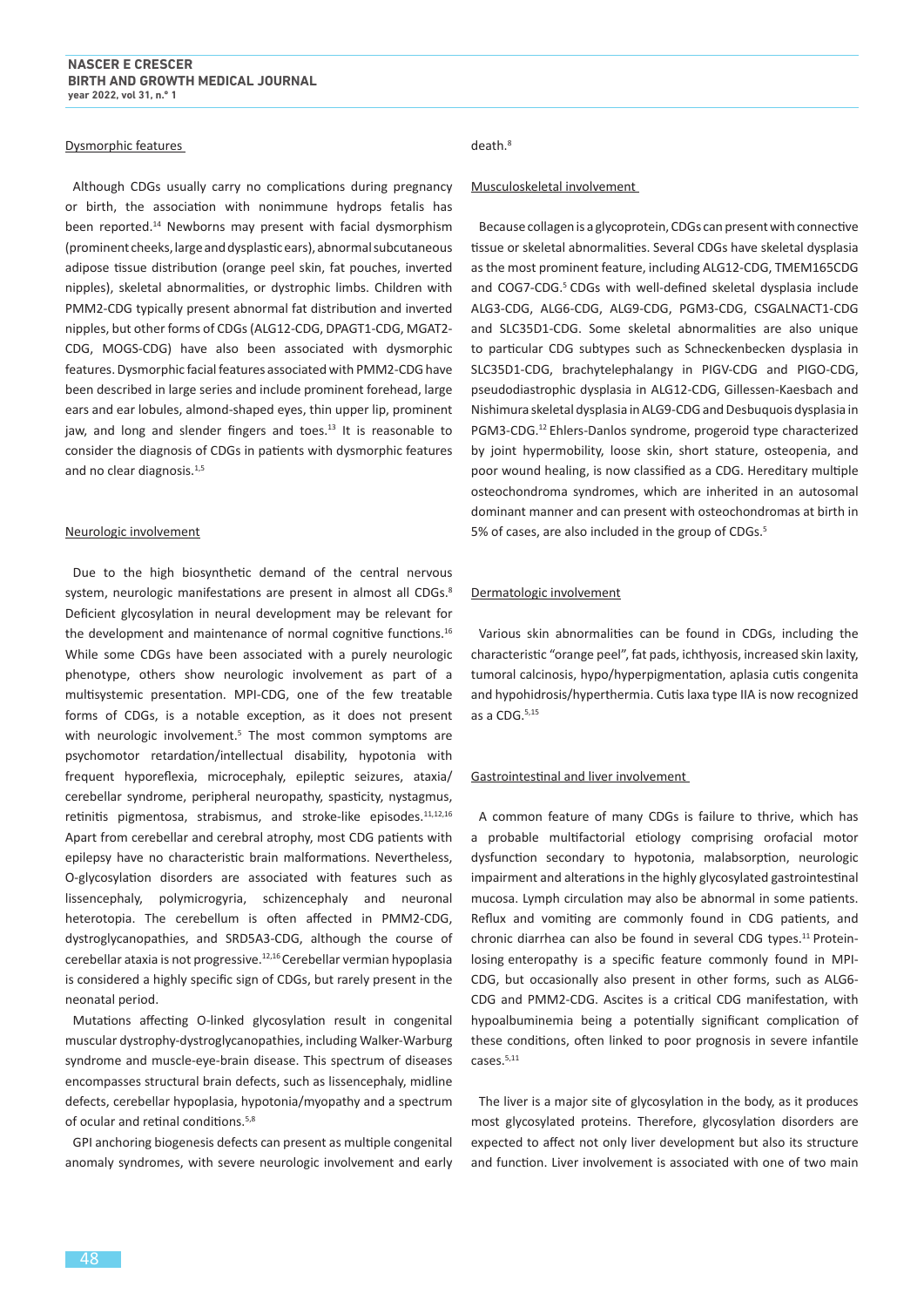### Dysmorphic features

Although CDGs usually carry no complications during pregnancy or birth, the association with nonimmune hydrops fetalis has been reported.[14] Newborns may present with facial dysmorphism (prominent cheeks, large and dysplastic ears), abnormal subcutaneous adipose tissue distribution (orange peel skin, fat pouches, inverted nipples), skeletal abnormalities, or dystrophic limbs. Children with PMM2-CDG typically present abnormal fat distribution and inverted nipples, but other forms of CDGs (ALG12-CDG, DPAGT1-CDG, MGAT2-CDG, MOGS-CDG) have also been associated with dysmorphic features. Dysmorphic facial features associated with PMM2-CDG have been described in large series and include prominent forehead, large ears and ear lobules, almond-shaped eyes, thin upper lip, prominent jaw, and long and slender fingers and toes.[13] It is reasonable to consider the diagnosis of CDGs in patients with dysmorphic features and no clear diagnosis.[1,5]

### Neurologic involvement

Due to the high biosynthetic demand of the central nervous system, neurologic manifestations are present in almost all CDGs.[8] Deficient glycosylation in neural development may be relevant for the development and maintenance of normal cognitive functions.[16] While some CDGs have been associated with a purely neurologic phenotype, others show neurologic involvement as part of a multisystemic presentation. MPI-CDG, one of the few treatable forms of CDGs, is a notable exception, as it does not present with neurologic involvement.[5] The most common symptoms are psychomotor retardation/intellectual disability, hypotonia with frequent hyporeflexia, microcephaly, epileptic seizures, ataxia/cerebellar syndrome, peripheral neuropathy, spasticity, nystagmus, retinitis pigmentosa, strabismus, and stroke-like episodes.[11,12,16] Apart from cerebellar and cerebral atrophy, most CDG patients with epilepsy have no characteristic brain malformations. Nevertheless, O-glycosylation disorders are associated with features such as lissencephaly, polymicrogyria, schizencephaly and neuronal heterotopia. The cerebellum is often affected in PMM2-CDG, dystroglycanopathies, and SRD5A3-CDG, although the course of cerebellar ataxia is not progressive.[12,16] Cerebellar vermian hypoplasia is considered a highly specific sign of CDGs, but rarely present in the neonatal period.

Mutations affecting O-linked glycosylation result in congenital muscular dystrophy-dystroglycanopathies, including Walker-Warburg syndrome and muscle-eye-brain disease. This spectrum of diseases encompasses structural brain defects, such as lissencephaly, midline defects, cerebellar hypoplasia, hypotonia/myopathy and a spectrum of ocular and retinal conditions.[5,8]

GPI anchoring biogenesis defects can present as multiple congenital anomaly syndromes, with severe neurologic involvement and early death.[8]

### Musculoskeletal involvement

Because collagen is a glycoprotein, CDGs can present with connective tissue or skeletal abnormalities. Several CDGs have skeletal dysplasia as the most prominent feature, including ALG12-CDG, TMEM165CDG and COG7-CDG.[5] CDGs with well-defined skeletal dysplasia include ALG3-CDG, ALG6-CDG, ALG9-CDG, PGM3-CDG, CSGALNACT1-CDG and SLC35D1-CDG. Some skeletal abnormalities are also unique to particular CDG subtypes such as Schneckenbecken dysplasia in SLC35D1-CDG, brachytelephalangy in PIGV-CDG and PIGO-CDG, pseudodiastrophic dysplasia in ALG12-CDG, Gillessen-Kaesbach and Nishimura skeletal dysplasia in ALG9-CDG and Desbuquois dysplasia in PGM3-CDG.[12] Ehlers-Danlos syndrome, progeroid type characterized by joint hypermobility, loose skin, short stature, osteopenia, and poor wound healing, is now classified as a CDG. Hereditary multiple osteochondroma syndromes, which are inherited in an autosomal dominant manner and can present with osteochondromas at birth in 5% of cases, are also included in the group of CDGs.[5]

### Dermatologic involvement

Various skin abnormalities can be found in CDGs, including the characteristic "orange peel", fat pads, ichthyosis, increased skin laxity, tumoral calcinosis, hypo/hyperpigmentation, aplasia cutis congenita and hypohidrosis/hyperthermia. Cutis laxa type IIA is now recognized as a CDG.[5,15]

### Gastrointestinal and liver involvement

A common feature of many CDGs is failure to thrive, which has a probable multifactorial etiology comprising orofacial motor dysfunction secondary to hypotonia, malabsorption, neurologic impairment and alterations in the highly glycosylated gastrointestinal mucosa. Lymph circulation may also be abnormal in some patients. Reflux and vomiting are commonly found in CDG patients, and chronic diarrhea can also be found in several CDG types.[11] Protein-losing enteropathy is a specific feature commonly found in MPI-CDG, but occasionally also present in other forms, such as ALG6-CDG and PMM2-CDG. Ascites is a critical CDG manifestation, with hypoalbuminemia being a potentially significant complication of these conditions, often linked to poor prognosis in severe infantile cases.[5,11]

The liver is a major site of glycosylation in the body, as it produces most glycosylated proteins. Therefore, glycosylation disorders are expected to affect not only liver development but also its structure and function. Liver involvement is associated with one of two main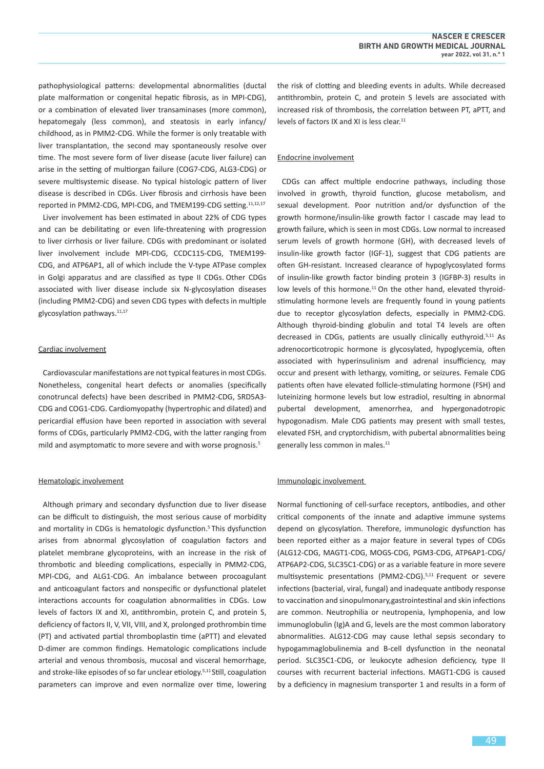pathophysiological patterns: developmental abnormalities (ductal plate malformation or congenital hepatic fibrosis, as in MPI-CDG), or a combination of elevated liver transaminases (more common), hepatomegaly (less common), and steatosis in early infancy/childhood, as in PMM2-CDG. While the former is only treatable with liver transplantation, the second may spontaneously resolve over time. The most severe form of liver disease (acute liver failure) can arise in the setting of multiorgan failure (COG7-CDG, ALG3-CDG) or severe multisystemic disease. No typical histologic pattern of liver disease is described in CDGs. Liver fibrosis and cirrhosis have been reported in PMM2-CDG, MPI-CDG, and TMEM199-CDG setting.[11,12,17]

Liver involvement has been estimated in about 22% of CDG types and can be debilitating or even life-threatening with progression to liver cirrhosis or liver failure. CDGs with predominant or isolated liver involvement include MPI-CDG, CCDC115-CDG, TMEM199-CDG, and ATP6AP1, all of which include the V-type ATPase complex in Golgi apparatus and are classified as type II CDGs. Other CDGs associated with liver disease include six N-glycosylation diseases (including PMM2-CDG) and seven CDG types with defects in multiple glycosylation pathways.[11,17]

## Cardiac involvement

Cardiovascular manifestations are not typical features in most CDGs. Nonetheless, congenital heart defects or anomalies (specifically conotruncal defects) have been described in PMM2-CDG, SRD5A3-CDG and COG1-CDG. Cardiomyopathy (hypertrophic and dilated) and pericardial effusion have been reported in association with several forms of CDGs, particularly PMM2-CDG, with the latter ranging from mild and asymptomatic to more severe and with worse prognosis.[5]

## Hematologic involvement

Although primary and secondary dysfunction due to liver disease can be difficult to distinguish, the most serious cause of morbidity and mortality in CDGs is hematologic dysfunction.[5] This dysfunction arises from abnormal glycosylation of coagulation factors and platelet membrane glycoproteins, with an increase in the risk of thrombotic and bleeding complications, especially in PMM2-CDG, MPI-CDG, and ALG1-CDG. An imbalance between procoagulant and anticoagulant factors and nonspecific or dysfunctional platelet interactions accounts for coagulation abnormalities in CDGs. Low levels of factors IX and XI, antithrombin, protein C, and protein S, deficiency of factors II, V, VII, VIII, and X, prolonged prothrombin time (PT) and activated partial thromboplastin time (aPTT) and elevated D-dimer are common findings. Hematologic complications include arterial and venous thrombosis, mucosal and visceral hemorrhage, and stroke-like episodes of so far unclear etiology.[5,11] Still, coagulation parameters can improve and even normalize over time, lowering the risk of clotting and bleeding events in adults. While decreased antithrombin, protein C, and protein S levels are associated with increased risk of thrombosis, the correlation between PT, aPTT, and levels of factors IX and XI is less clear.[11]

## Endocrine involvement

CDGs can affect multiple endocrine pathways, including those involved in growth, thyroid function, glucose metabolism, and sexual development. Poor nutrition and/or dysfunction of the growth hormone/insulin-like growth factor I cascade may lead to growth failure, which is seen in most CDGs. Low normal to increased serum levels of growth hormone (GH), with decreased levels of insulin-like growth factor (IGF-1), suggest that CDG patients are often GH-resistant. Increased clearance of hypoglycosylated forms of insulin-like growth factor binding protein 3 (IGFBP-3) results in low levels of this hormone.[11] On the other hand, elevated thyroid-stimulating hormone levels are frequently found in young patients due to receptor glycosylation defects, especially in PMM2-CDG. Although thyroid-binding globulin and total T4 levels are often decreased in CDGs, patients are usually clinically euthyroid.[5,11] As adrenocorticotropic hormone is glycosylated, hypoglycemia, often associated with hyperinsulinism and adrenal insufficiency, may occur and present with lethargy, vomiting, or seizures. Female CDG patients often have elevated follicle-stimulating hormone (FSH) and luteinizing hormone levels but low estradiol, resulting in abnormal pubertal development, amenorrhea, and hypergonadotropic hypogonadism. Male CDG patients may present with small testes, elevated FSH, and cryptorchidism, with pubertal abnormalities being generally less common in males.[11]

## Immunologic involvement

Normal functioning of cell-surface receptors, antibodies, and other critical components of the innate and adaptive immune systems depend on glycosylation. Therefore, immunologic dysfunction has been reported either as a major feature in several types of CDGs (ALG12-CDG, MAGT1-CDG, MOGS-CDG, PGM3-CDG, ATP6AP1-CDG/ATP6AP2-CDG, SLC35C1-CDG) or as a variable feature in more severe multisystemic presentations (PMM2-CDG).[5,11] Frequent or severe infections (bacterial, viral, fungal) and inadequate antibody response to vaccination and sinopulmonary,gastrointestinal and skin infections are common. Neutrophilia or neutropenia, lymphopenia, and low immunoglobulin (Ig)A and G, levels are the most common laboratory abnormalities. ALG12-CDG may cause lethal sepsis secondary to hypogammaglobulinemia and B-cell dysfunction in the neonatal period. SLC35C1-CDG, or leukocyte adhesion deficiency, type II courses with recurrent bacterial infections. MAGT1-CDG is caused by a deficiency in magnesium transporter 1 and results in a form of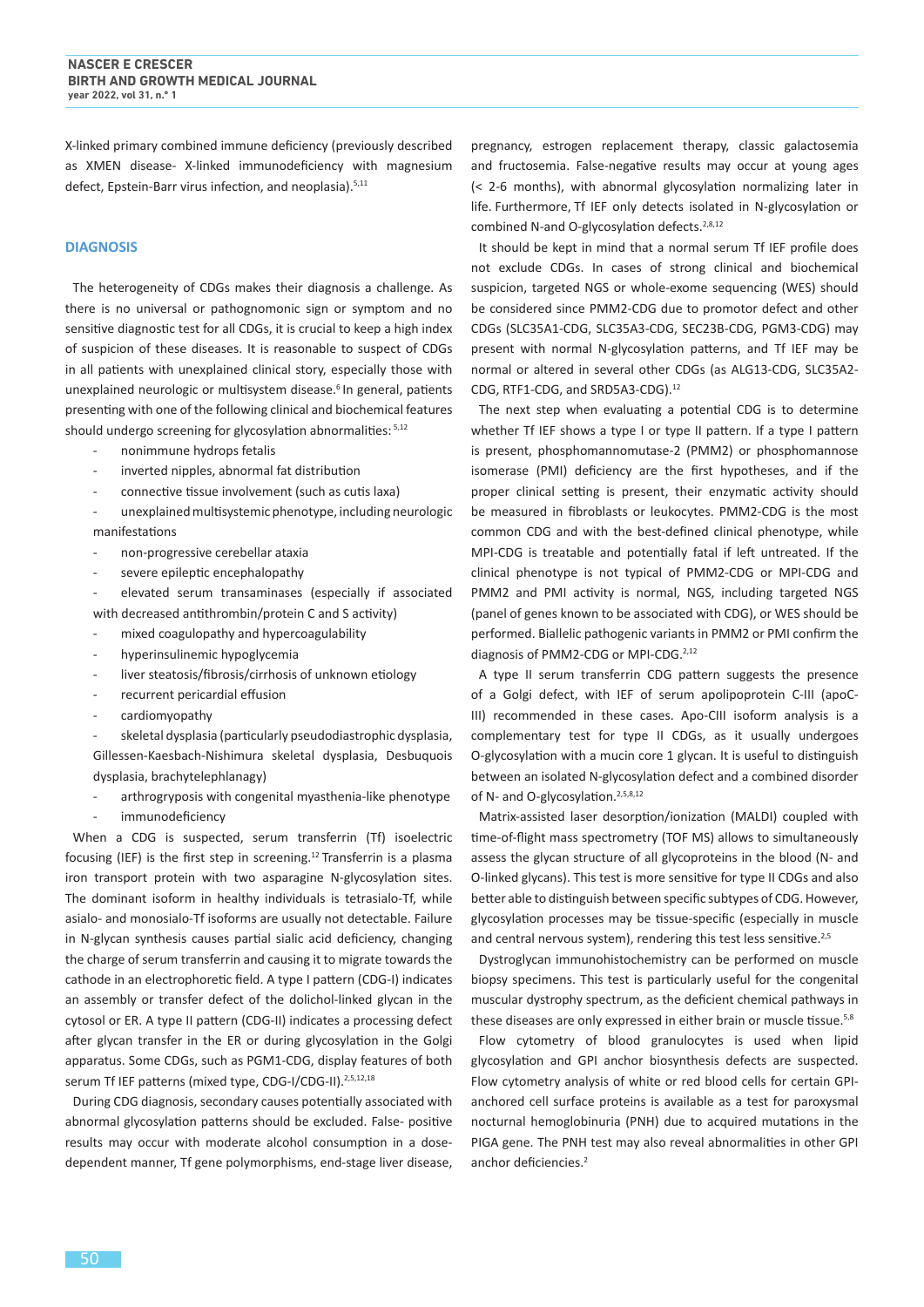X-linked primary combined immune deficiency (previously described as XMEN disease- X-linked immunodeficiency with magnesium defect, Epstein-Barr virus infection, and neoplasia).[5,11]

## DIAGNOSIS

The heterogeneity of CDGs makes their diagnosis a challenge. As there is no universal or pathognomonic sign or symptom and no sensitive diagnostic test for all CDGs, it is crucial to keep a high index of suspicion of these diseases. It is reasonable to suspect of CDGs in all patients with unexplained clinical story, especially those with unexplained neurologic or multisystem disease.[6] In general, patients presenting with one of the following clinical and biochemical features should undergo screening for glycosylation abnormalities:[5,12]

- nonimmune hydrops fetalis
- inverted nipples, abnormal fat distribution
- connective tissue involvement (such as cutis laxa)
- unexplained multisystemic phenotype, including neurologic manifestations
- non-progressive cerebellar ataxia
- severe epileptic encephalopathy
- elevated serum transaminases (especially if associated with decreased antithrombin/protein C and S activity)
- mixed coagulopathy and hypercoagulability
- hyperinsulinemic hypoglycemia
- liver steatosis/fibrosis/cirrhosis of unknown etiology
- recurrent pericardial effusion
- cardiomyopathy
- skeletal dysplasia (particularly pseudodiastrophic dysplasia, Gillessen-Kaesbach-Nishimura skeletal dysplasia, Desbuquois dysplasia, brachytelephlanagy)
- arthrogryposis with congenital myasthenia-like phenotype
- immunodeficiency

When a CDG is suspected, serum transferrin (Tf) isoelectric focusing (IEF) is the first step in screening.[12] Transferrin is a plasma iron transport protein with two asparagine N-glycosylation sites. The dominant isoform in healthy individuals is tetrasialo-Tf, while asialo- and monosialo-Tf isoforms are usually not detectable. Failure in N-glycan synthesis causes partial sialic acid deficiency, changing the charge of serum transferrin and causing it to migrate towards the cathode in an electrophoretic field. A type I pattern (CDG-I) indicates an assembly or transfer defect of the dolichol-linked glycan in the cytosol or ER. A type II pattern (CDG-II) indicates a processing defect after glycan transfer in the ER or during glycosylation in the Golgi apparatus. Some CDGs, such as PGM1-CDG, display features of both serum Tf IEF patterns (mixed type, CDG-I/CDG-II).[2,5,12,18]

During CDG diagnosis, secondary causes potentially associated with abnormal glycosylation patterns should be excluded. False- positive results may occur with moderate alcohol consumption in a dose-dependent manner, Tf gene polymorphisms, end-stage liver disease, pregnancy, estrogen replacement therapy, classic galactosemia and fructosemia. False-negative results may occur at young ages (< 2-6 months), with abnormal glycosylation normalizing later in life. Furthermore, Tf IEF only detects isolated in N-glycosylation or combined N-and O-glycosylation defects.[2,8,12]

It should be kept in mind that a normal serum Tf IEF profile does not exclude CDGs. In cases of strong clinical and biochemical suspicion, targeted NGS or whole-exome sequencing (WES) should be considered since PMM2-CDG due to promotor defect and other CDGs (SLC35A1-CDG, SLC35A3-CDG, SEC23B-CDG, PGM3-CDG) may present with normal N-glycosylation patterns, and Tf IEF may be normal or altered in several other CDGs (as ALG13-CDG, SLC35A2-CDG, RTF1-CDG, and SRD5A3-CDG).[12]

The next step when evaluating a potential CDG is to determine whether Tf IEF shows a type I or type II pattern. If a type I pattern is present, phosphomannomutase-2 (PMM2) or phosphomannose isomerase (PMI) deficiency are the first hypotheses, and if the proper clinical setting is present, their enzymatic activity should be measured in fibroblasts or leukocytes. PMM2-CDG is the most common CDG and with the best-defined clinical phenotype, while MPI-CDG is treatable and potentially fatal if left untreated. If the clinical phenotype is not typical of PMM2-CDG or MPI-CDG and PMM2 and PMI activity is normal, NGS, including targeted NGS (panel of genes known to be associated with CDG), or WES should be performed. Biallelic pathogenic variants in PMM2 or PMI confirm the diagnosis of PMM2-CDG or MPI-CDG.[2,12]

A type II serum transferrin CDG pattern suggests the presence of a Golgi defect, with IEF of serum apolipoprotein C-III (apoC-III) recommended in these cases. Apo-CIII isoform analysis is a complementary test for type II CDGs, as it usually undergoes O-glycosylation with a mucin core 1 glycan. It is useful to distinguish between an isolated N-glycosylation defect and a combined disorder of N- and O-glycosylation.[2,5,8,12]

Matrix-assisted laser desorption/ionization (MALDI) coupled with time-of-flight mass spectrometry (TOF MS) allows to simultaneously assess the glycan structure of all glycoproteins in the blood (N- and O-linked glycans). This test is more sensitive for type II CDGs and also better able to distinguish between specific subtypes of CDG. However, glycosylation processes may be tissue-specific (especially in muscle and central nervous system), rendering this test less sensitive.[2,5]

Dystroglycan immunohistochemistry can be performed on muscle biopsy specimens. This test is particularly useful for the congenital muscular dystrophy spectrum, as the deficient chemical pathways in these diseases are only expressed in either brain or muscle tissue.[5,8]

Flow cytometry of blood granulocytes is used when lipid glycosylation and GPI anchor biosynthesis defects are suspected. Flow cytometry analysis of white or red blood cells for certain GPI-anchored cell surface proteins is available as a test for paroxysmal nocturnal hemoglobinuria (PNH) due to acquired mutations in the PIGA gene. The PNH test may also reveal abnormalities in other GPI anchor deficiencies.[2]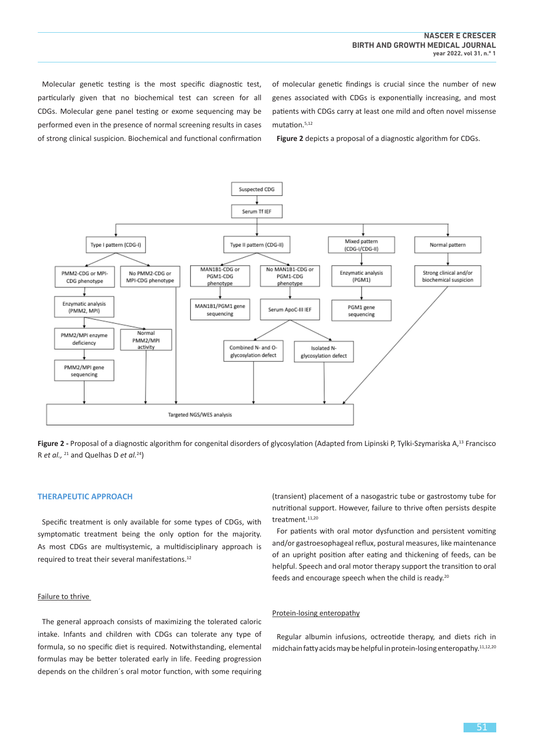Molecular genetic testing is the most specific diagnostic test, particularly given that no biochemical test can screen for all CDGs. Molecular gene panel testing or exome sequencing may be performed even in the presence of normal screening results in cases of strong clinical suspicion. Biochemical and functional confirmation of molecular genetic findings is crucial since the number of new genes associated with CDGs is exponentially increasing, and most patients with CDGs carry at least one mild and often novel missense mutation.[5,12]

**Figure 2** depicts a proposal of a diagnostic algorithm for CDGs.

**Figure 2 -** Proposal of a diagnostic algorithm for congenital disorders of glycosylation (Adapted from Lipinski P, Tylki-Szymariska A,[13] Francisco R *et al.,* [21] and Quelhas D *et al.*[24])

## THERAPEUTIC APPROACH

Specific treatment is only available for some types of CDGs, with symptomatic treatment being the only option for the majority. As most CDGs are multisystemic, a multidisciplinary approach is required to treat their several manifestations.[12]

### Failure to thrive

The general approach consists of maximizing the tolerated caloric intake. Infants and children with CDGs can tolerate any type of formula, so no specific diet is required. Notwithstanding, elemental formulas may be better tolerated early in life. Feeding progression depends on the children´s oral motor function, with some requiring (transient) placement of a nasogastric tube or gastrostomy tube for nutritional support. However, failure to thrive often persists despite treatment.[11,20]

For patients with oral motor dysfunction and persistent vomiting and/or gastroesophageal reflux, postural measures, like maintenance of an upright position after eating and thickening of feeds, can be helpful. Speech and oral motor therapy support the transition to oral feeds and encourage speech when the child is ready.[20]

### Protein-losing enteropathy

Regular albumin infusions, octreotide therapy, and diets rich in midchain fatty acids may be helpful in protein-losing enteropathy.[11,12,20]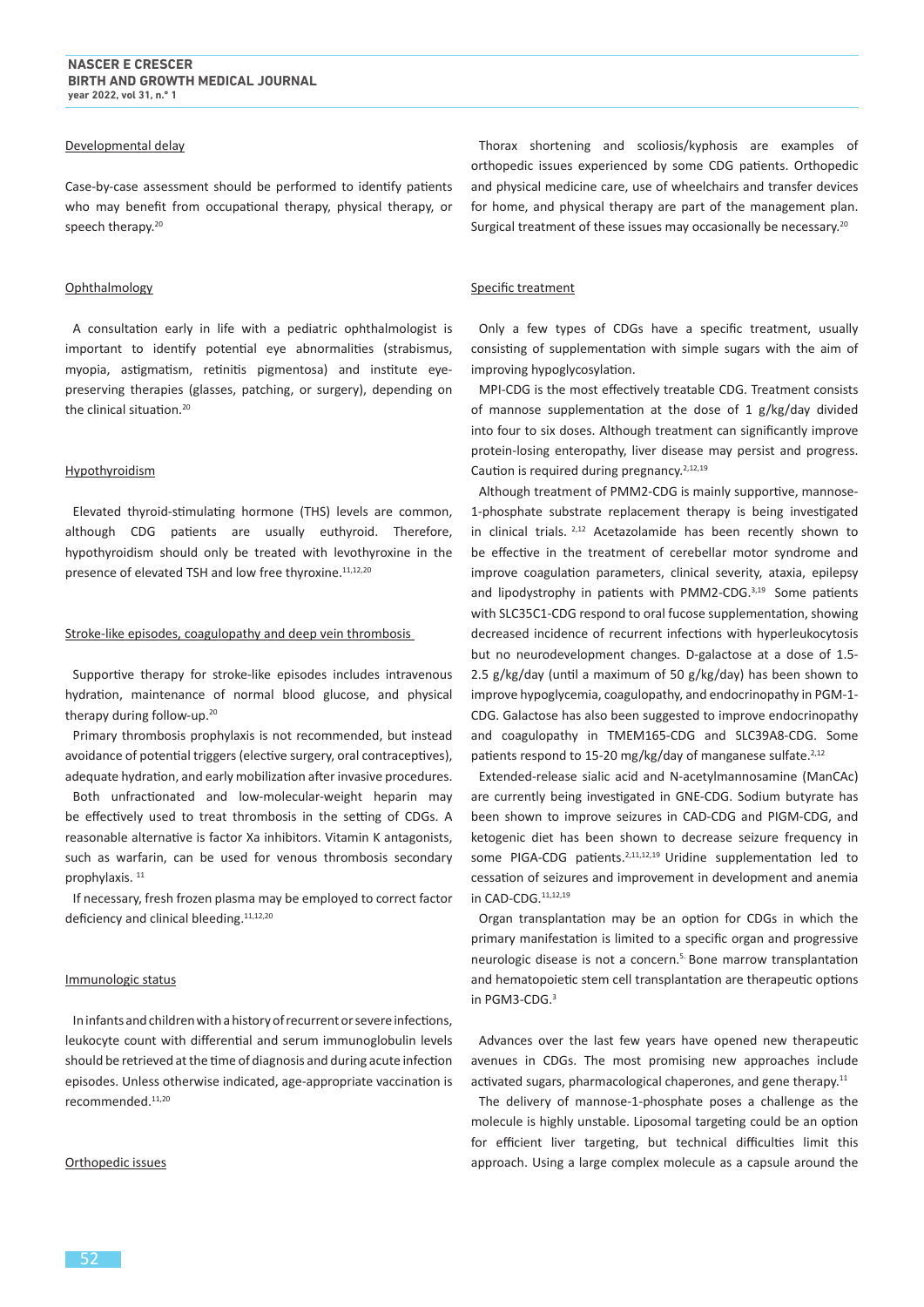### Developmental delay

Case-by-case assessment should be performed to identify patients who may benefit from occupational therapy, physical therapy, or speech therapy.[20]

### Ophthalmology

A consultation early in life with a pediatric ophthalmologist is important to identify potential eye abnormalities (strabismus, myopia, astigmatism, retinitis pigmentosa) and institute eye-preserving therapies (glasses, patching, or surgery), depending on the clinical situation.[20]

### Hypothyroidism

Elevated thyroid-stimulating hormone (THS) levels are common, although CDG patients are usually euthyroid. Therefore, hypothyroidism should only be treated with levothyroxine in the presence of elevated TSH and low free thyroxine.[11,12,20]

### Stroke-like episodes, coagulopathy and deep vein thrombosis

Supportive therapy for stroke-like episodes includes intravenous hydration, maintenance of normal blood glucose, and physical therapy during follow-up.[20]

Primary thrombosis prophylaxis is not recommended, but instead avoidance of potential triggers (elective surgery, oral contraceptives), adequate hydration, and early mobilization after invasive procedures.

Both unfractionated and low-molecular-weight heparin may be effectively used to treat thrombosis in the setting of CDGs. A reasonable alternative is factor Xa inhibitors. Vitamin K antagonists, such as warfarin, can be used for venous thrombosis secondary prophylaxis. [11]

If necessary, fresh frozen plasma may be employed to correct factor deficiency and clinical bleeding.[11,12,20]

### Immunologic status

In infants and children with a history of recurrent or severe infections, leukocyte count with differential and serum immunoglobulin levels should be retrieved at the time of diagnosis and during acute infection episodes. Unless otherwise indicated, age-appropriate vaccination is recommended.[11,20]

### Orthopedic issues

Thorax shortening and scoliosis/kyphosis are examples of orthopedic issues experienced by some CDG patients. Orthopedic and physical medicine care, use of wheelchairs and transfer devices for home, and physical therapy are part of the management plan. Surgical treatment of these issues may occasionally be necessary.[20]

### Specific treatment

Only a few types of CDGs have a specific treatment, usually consisting of supplementation with simple sugars with the aim of improving hypoglycosylation.

MPI-CDG is the most effectively treatable CDG. Treatment consists of mannose supplementation at the dose of 1 g/kg/day divided into four to six doses. Although treatment can significantly improve protein-losing enteropathy, liver disease may persist and progress. Caution is required during pregnancy.[2,12,19]

Although treatment of PMM2-CDG is mainly supportive, mannose-1-phosphate substrate replacement therapy is being investigated in clinical trials. [2,12] Acetazolamide has been recently shown to be effective in the treatment of cerebellar motor syndrome and improve coagulation parameters, clinical severity, ataxia, epilepsy and lipodystrophy in patients with PMM2-CDG.[3,19] Some patients with SLC35C1-CDG respond to oral fucose supplementation, showing decreased incidence of recurrent infections with hyperleukocytosis but no neurodevelopment changes. D-galactose at a dose of 1.5-2.5 g/kg/day (until a maximum of 50 g/kg/day) has been shown to improve hypoglycemia, coagulopathy, and endocrinopathy in PGM-1-CDG. Galactose has also been suggested to improve endocrinopathy and coagulopathy in TMEM165-CDG and SLC39A8-CDG. Some patients respond to 15-20 mg/kg/day of manganese sulfate.[2,12]

Extended-release sialic acid and N-acetylmannosamine (ManCAc) are currently being investigated in GNE-CDG. Sodium butyrate has been shown to improve seizures in CAD-CDG and PIGM-CDG, and ketogenic diet has been shown to decrease seizure frequency in some PIGA-CDG patients.[2,11,12,19] Uridine supplementation led to cessation of seizures and improvement in development and anemia in CAD-CDG.[11,12,19]

Organ transplantation may be an option for CDGs in which the primary manifestation is limited to a specific organ and progressive neurologic disease is not a concern.[5] Bone marrow transplantation and hematopoietic stem cell transplantation are therapeutic options in PGM3-CDG.[3]

Advances over the last few years have opened new therapeutic avenues in CDGs. The most promising new approaches include activated sugars, pharmacological chaperones, and gene therapy.[11]

The delivery of mannose-1-phosphate poses a challenge as the molecule is highly unstable. Liposomal targeting could be an option for efficient liver targeting, but technical difficulties limit this approach. Using a large complex molecule as a capsule around the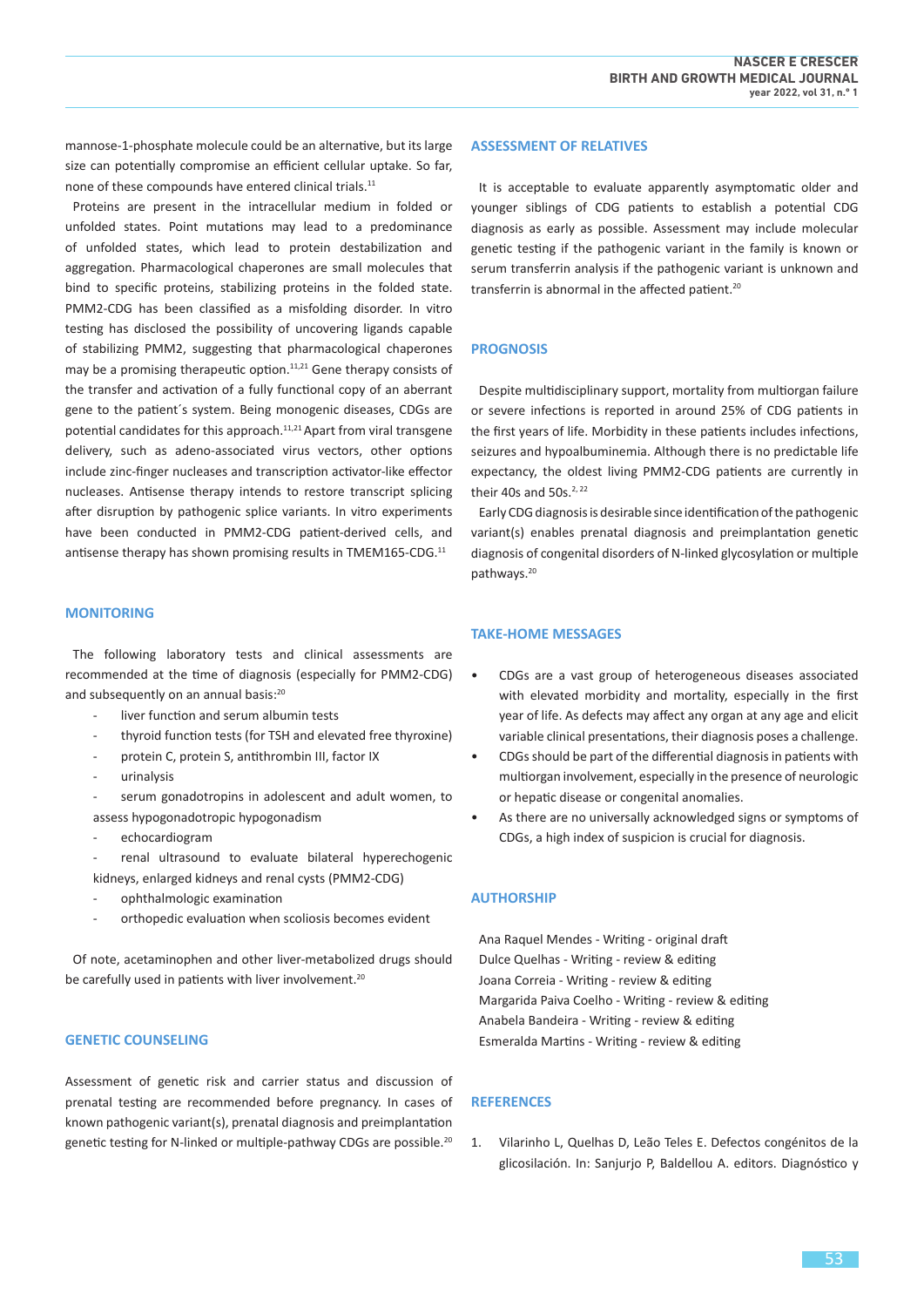mannose-1-phosphate molecule could be an alternative, but its large size can potentially compromise an efficient cellular uptake. So far, none of these compounds have entered clinical trials.[11]

Proteins are present in the intracellular medium in folded or unfolded states. Point mutations may lead to a predominance of unfolded states, which lead to protein destabilization and aggregation. Pharmacological chaperones are small molecules that bind to specific proteins, stabilizing proteins in the folded state. PMM2-CDG has been classified as a misfolding disorder. In vitro testing has disclosed the possibility of uncovering ligands capable of stabilizing PMM2, suggesting that pharmacological chaperones may be a promising therapeutic option.[11,21] Gene therapy consists of the transfer and activation of a fully functional copy of an aberrant gene to the patient´s system. Being monogenic diseases, CDGs are potential candidates for this approach.[11,21] Apart from viral transgene delivery, such as adeno-associated virus vectors, other options include zinc-finger nucleases and transcription activator-like effector nucleases. Antisense therapy intends to restore transcript splicing after disruption by pathogenic splice variants. In vitro experiments have been conducted in PMM2-CDG patient-derived cells, and antisense therapy has shown promising results in TMEM165-CDG.[11]

## MONITORING

The following laboratory tests and clinical assessments are recommended at the time of diagnosis (especially for PMM2-CDG) and subsequently on an annual basis:[20]

- liver function and serum albumin tests
- thyroid function tests (for TSH and elevated free thyroxine)
- protein C, protein S, antithrombin III, factor IX
- urinalysis
- serum gonadotropins in adolescent and adult women, to assess hypogonadotropic hypogonadism
- echocardiogram
- renal ultrasound to evaluate bilateral hyperechogenic kidneys, enlarged kidneys and renal cysts (PMM2-CDG)
- ophthalmologic examination
- orthopedic evaluation when scoliosis becomes evident

Of note, acetaminophen and other liver-metabolized drugs should be carefully used in patients with liver involvement.[20]

## GENETIC COUNSELING

Assessment of genetic risk and carrier status and discussion of prenatal testing are recommended before pregnancy. In cases of known pathogenic variant(s), prenatal diagnosis and preimplantation genetic testing for N-linked or multiple-pathway CDGs are possible.[20]

## ASSESSMENT OF RELATIVES

It is acceptable to evaluate apparently asymptomatic older and younger siblings of CDG patients to establish a potential CDG diagnosis as early as possible. Assessment may include molecular genetic testing if the pathogenic variant in the family is known or serum transferrin analysis if the pathogenic variant is unknown and transferrin is abnormal in the affected patient.[20]

## PROGNOSIS

Despite multidisciplinary support, mortality from multiorgan failure or severe infections is reported in around 25% of CDG patients in the first years of life. Morbidity in these patients includes infections, seizures and hypoalbuminemia. Although there is no predictable life expectancy, the oldest living PMM2-CDG patients are currently in their 40s and 50s.[2,22]

Early CDG diagnosis is desirable since identification of the pathogenic variant(s) enables prenatal diagnosis and preimplantation genetic diagnosis of congenital disorders of N-linked glycosylation or multiple pathways.[20]

## TAKE-HOME MESSAGES

- CDGs are a vast group of heterogeneous diseases associated with elevated morbidity and mortality, especially in the first year of life. As defects may affect any organ at any age and elicit variable clinical presentations, their diagnosis poses a challenge.
- CDGs should be part of the differential diagnosis in patients with multiorgan involvement, especially in the presence of neurologic or hepatic disease or congenital anomalies.
- As there are no universally acknowledged signs or symptoms of CDGs, a high index of suspicion is crucial for diagnosis.

## AUTHORSHIP

Ana Raquel Mendes - Writing - original draft
Dulce Quelhas - Writing - review & editing
Joana Correia - Writing - review & editing
Margarida Paiva Coelho - Writing - review & editing
Anabela Bandeira - Writing - review & editing
Esmeralda Martins - Writing - review & editing

## REFERENCES

1. Vilarinho L, Quelhas D, Leão Teles E. Defectos congénitos de la glicosilación. In: Sanjurjo P, Baldellou A. editors. Diagnóstico y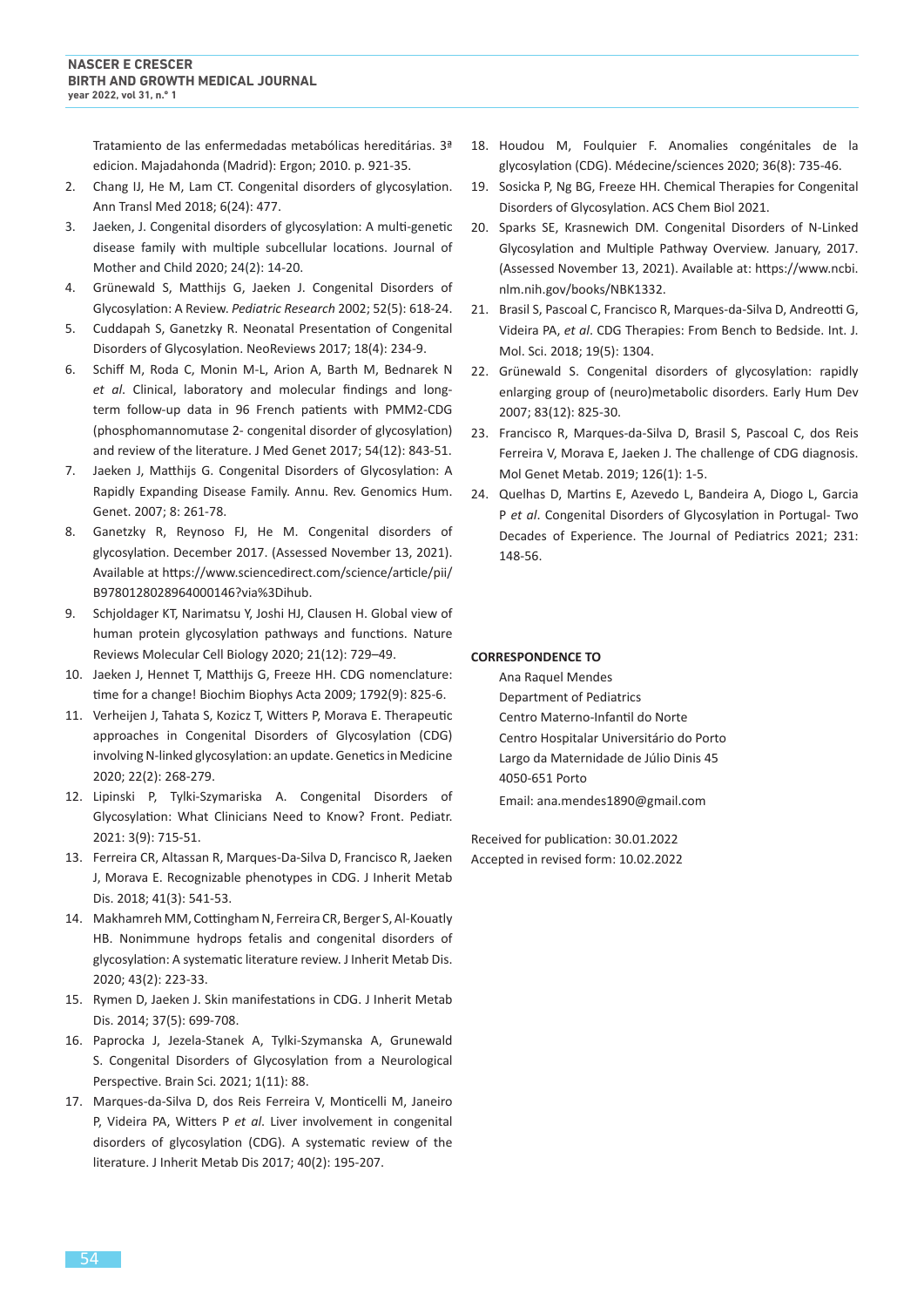Tratamiento de las enfermedadas metabólicas hereditárias. 3ª edicion. Majadahonda (Madrid): Ergon; 2010. p. 921-35.

2. Chang IJ, He M, Lam CT. Congenital disorders of glycosylation. Ann Transl Med 2018; 6(24): 477.
3. Jaeken, J. Congenital disorders of glycosylation: A multi-genetic disease family with multiple subcellular locations. Journal of Mother and Child 2020; 24(2): 14-20.
4. Grünewald S, Matthijs G, Jaeken J. Congenital Disorders of Glycosylation: A Review. *Pediatric Research* 2002; 52(5): 618-24.
5. Cuddapah S, Ganetzky R. Neonatal Presentation of Congenital Disorders of Glycosylation. NeoReviews 2017; 18(4): 234-9.
6. Schiff M, Roda C, Monin M-L, Arion A, Barth M, Bednarek N *et al*. Clinical, laboratory and molecular findings and long-term follow-up data in 96 French patients with PMM2-CDG (phosphomannomutase 2- congenital disorder of glycosylation) and review of the literature. J Med Genet 2017; 54(12): 843-51.
7. Jaeken J, Matthijs G. Congenital Disorders of Glycosylation: A Rapidly Expanding Disease Family. Annu. Rev. Genomics Hum. Genet. 2007; 8: 261-78.
8. Ganetzky R, Reynoso FJ, He M. Congenital disorders of glycosylation. December 2017. (Assessed November 13, 2021). Available at https://www.sciencedirect.com/science/article/pii/B9780128028964000146?via%3Dihub.
9. Schjoldager KT, Narimatsu Y, Joshi HJ, Clausen H. Global view of human protein glycosylation pathways and functions. Nature Reviews Molecular Cell Biology 2020; 21(12): 729–49.
10. Jaeken J, Hennet T, Matthijs G, Freeze HH. CDG nomenclature: time for a change! Biochim Biophys Acta 2009; 1792(9): 825-6.
11. Verheijen J, Tahata S, Kozicz T, Witters P, Morava E. Therapeutic approaches in Congenital Disorders of Glycosylation (CDG) involving N-linked glycosylation: an update. Genetics in Medicine 2020; 22(2): 268-279.
12. Lipinski P, Tylki-Szymariska A. Congenital Disorders of Glycosylation: What Clinicians Need to Know? Front. Pediatr. 2021: 3(9): 715-51.
13. Ferreira CR, Altassan R, Marques-Da-Silva D, Francisco R, Jaeken J, Morava E. Recognizable phenotypes in CDG. J Inherit Metab Dis. 2018; 41(3): 541-53.
14. Makhamreh MM, Cottingham N, Ferreira CR, Berger S, Al-Kouatly HB. Nonimmune hydrops fetalis and congenital disorders of glycosylation: A systematic literature review. J Inherit Metab Dis. 2020; 43(2): 223-33.
15. Rymen D, Jaeken J. Skin manifestations in CDG. J Inherit Metab Dis. 2014; 37(5): 699-708.
16. Paprocka J, Jezela-Stanek A, Tylki-Szymanska A, Grunewald S. Congenital Disorders of Glycosylation from a Neurological Perspective. Brain Sci. 2021; 1(11): 88.
17. Marques-da-Silva D, dos Reis Ferreira V, Monticelli M, Janeiro P, Videira PA, Witters P *et al*. Liver involvement in congenital disorders of glycosylation (CDG). A systematic review of the literature. J Inherit Metab Dis 2017; 40(2): 195-207.
18. Houdou M, Foulquier F. Anomalies congénitales de la glycosylation (CDG). Médecine/sciences 2020; 36(8): 735-46.
19. Sosicka P, Ng BG, Freeze HH. Chemical Therapies for Congenital Disorders of Glycosylation. ACS Chem Biol 2021.
20. Sparks SE, Krasnewich DM. Congenital Disorders of N-Linked Glycosylation and Multiple Pathway Overview. January, 2017. (Assessed November 13, 2021). Available at: https://www.ncbi.nlm.nih.gov/books/NBK1332.
21. Brasil S, Pascoal C, Francisco R, Marques-da-Silva D, Andreotti G, Videira PA, *et al*. CDG Therapies: From Bench to Bedside. Int. J. Mol. Sci. 2018; 19(5): 1304.
22. Grünewald S. Congenital disorders of glycosylation: rapidly enlarging group of (neuro)metabolic disorders. Early Hum Dev 2007; 83(12): 825-30.
23. Francisco R, Marques-da-Silva D, Brasil S, Pascoal C, dos Reis Ferreira V, Morava E, Jaeken J. The challenge of CDG diagnosis. Mol Genet Metab. 2019; 126(1): 1-5.
24. Quelhas D, Martins E, Azevedo L, Bandeira A, Diogo L, Garcia P *et al*. Congenital Disorders of Glycosylation in Portugal- Two Decades of Experience. The Journal of Pediatrics 2021; 231: 148-56.

**CORRESPONDENCE TO**

Ana Raquel Mendes
Department of Pediatrics
Centro Materno-Infantil do Norte
Centro Hospitalar Universitário do Porto
Largo da Maternidade de Júlio Dinis 45
4050-651 Porto
Email: ana.mendes1890@gmail.com

Received for publication: 30.01.2022
Accepted in revised form: 10.02.2022